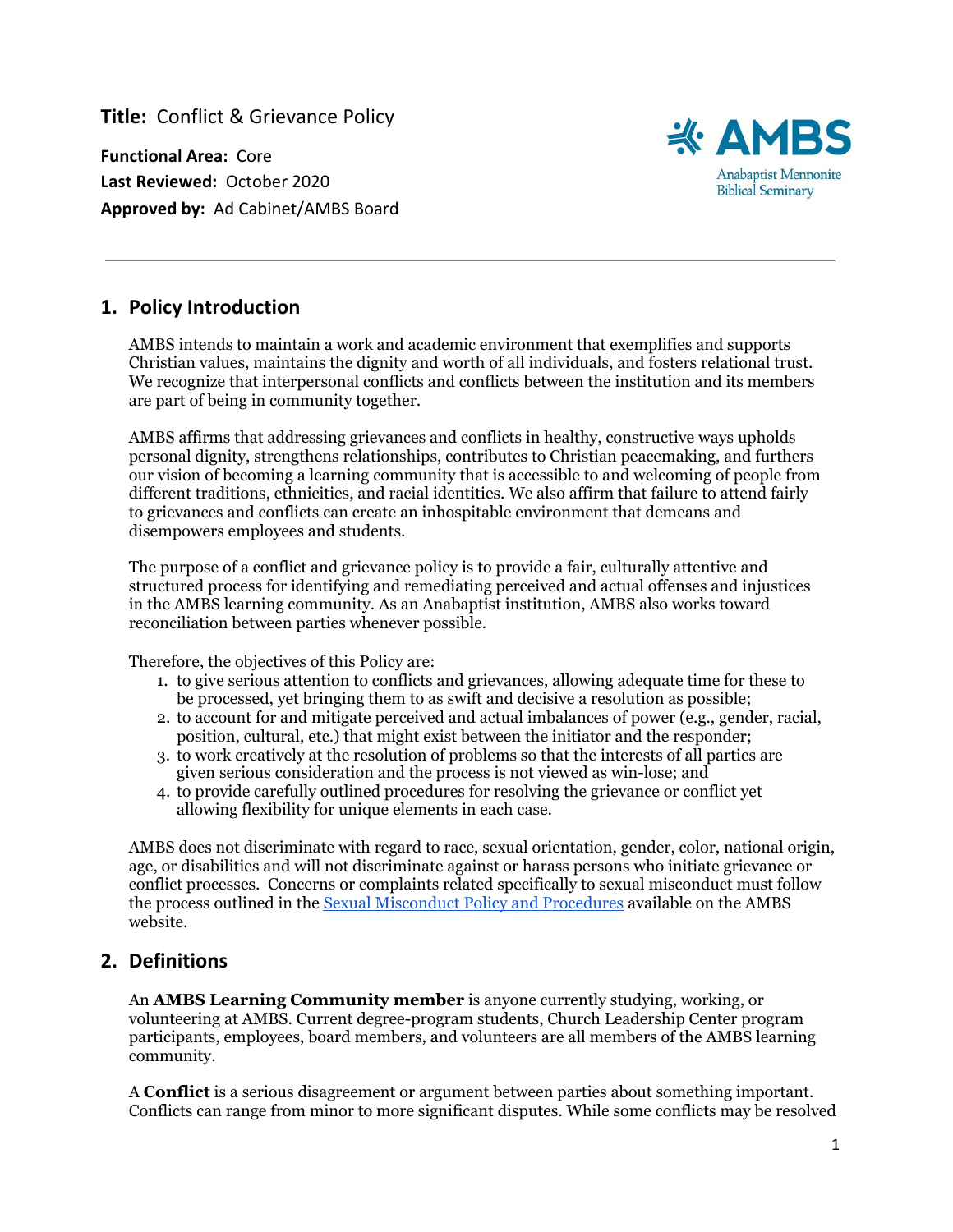**Title:** Conflict & Grievance Policy

**Functional Area:** Core
**Last Reviewed:** October 2020
**Approved by:** Ad Cabinet/AMBS Board

AMBS
Anabaptist Mennonite Biblical Seminary

---

## 1. Policy Introduction

AMBS intends to maintain a work and academic environment that exemplifies and supports Christian values, maintains the dignity and worth of all individuals, and fosters relational trust. We recognize that interpersonal conflicts and conflicts between the institution and its members are part of being in community together.

AMBS affirms that addressing grievances and conflicts in healthy, constructive ways upholds personal dignity, strengthens relationships, contributes to Christian peacemaking, and furthers our vision of becoming a learning community that is accessible to and welcoming of people from different traditions, ethnicities, and racial identities. We also affirm that failure to attend fairly to grievances and conflicts can create an inhospitable environment that demeans and disempowers employees and students.

The purpose of a conflict and grievance policy is to provide a fair, culturally attentive and structured process for identifying and remediating perceived and actual offenses and injustices in the AMBS learning community. As an Anabaptist institution, AMBS also works toward reconciliation between parties whenever possible.

Therefore, the objectives of this Policy are:

1. to give serious attention to conflicts and grievances, allowing adequate time for these to be processed, yet bringing them to as swift and decisive a resolution as possible;
2. to account for and mitigate perceived and actual imbalances of power (e.g., gender, racial, position, cultural, etc.) that might exist between the initiator and the responder;
3. to work creatively at the resolution of problems so that the interests of all parties are given serious consideration and the process is not viewed as win-lose; and
4. to provide carefully outlined procedures for resolving the grievance or conflict yet allowing flexibility for unique elements in each case.

AMBS does not discriminate with regard to race, sexual orientation, gender, color, national origin, age, or disabilities and will not discriminate against or harass persons who initiate grievance or conflict processes. Concerns or complaints related specifically to sexual misconduct must follow the process outlined in the Sexual Misconduct Policy and Procedures available on the AMBS website.

## 2. Definitions

An **AMBS Learning Community member** is anyone currently studying, working, or volunteering at AMBS. Current degree-program students, Church Leadership Center program participants, employees, board members, and volunteers are all members of the AMBS learning community.

A **Conflict** is a serious disagreement or argument between parties about something important. Conflicts can range from minor to more significant disputes. While some conflicts may be resolved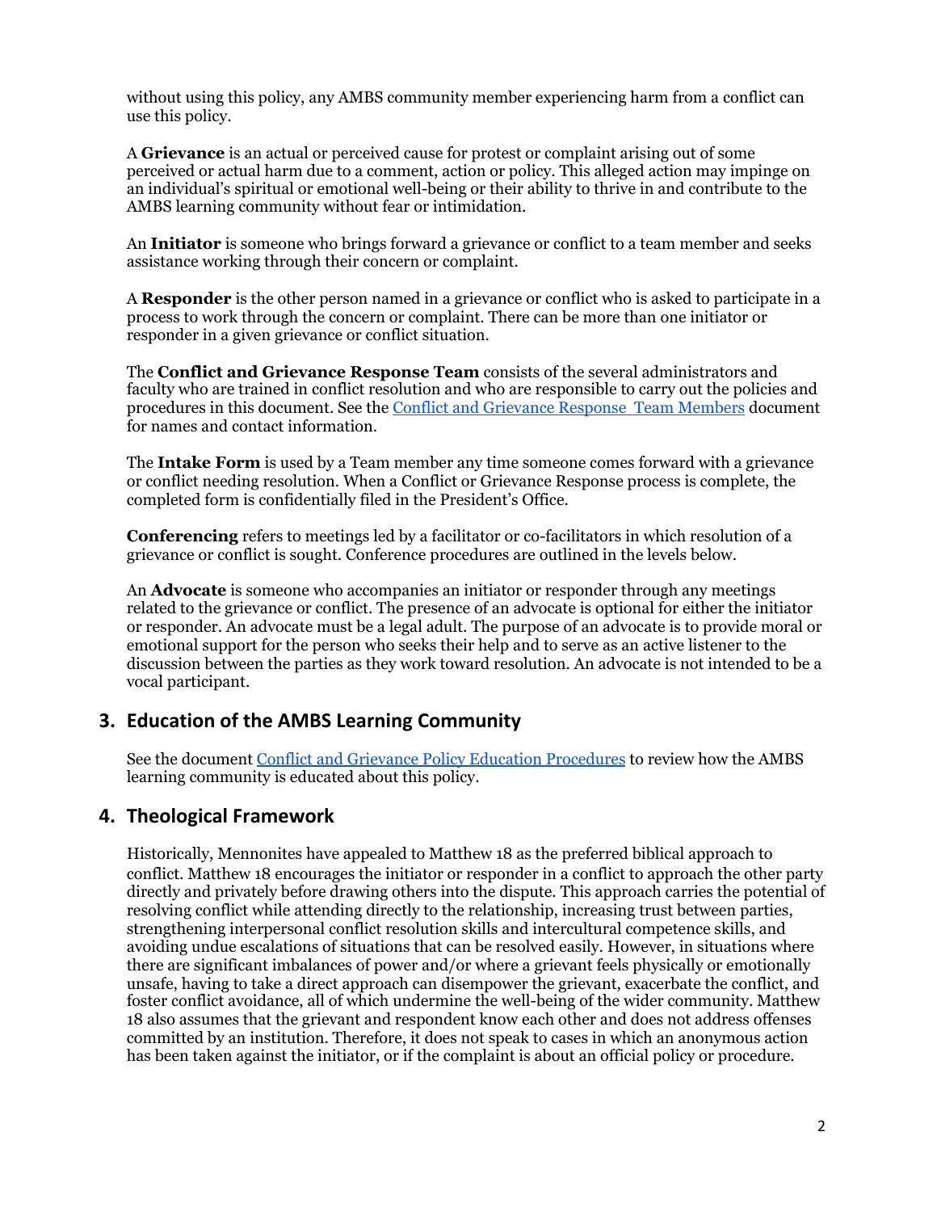without using this policy, any AMBS community member experiencing harm from a conflict can use this policy.

A **Grievance** is an actual or perceived cause for protest or complaint arising out of some perceived or actual harm due to a comment, action or policy. This alleged action may impinge on an individual's spiritual or emotional well-being or their ability to thrive in and contribute to the AMBS learning community without fear or intimidation.

An **Initiator** is someone who brings forward a grievance or conflict to a team member and seeks assistance working through their concern or complaint.

A **Responder** is the other person named in a grievance or conflict who is asked to participate in a process to work through the concern or complaint. There can be more than one initiator or responder in a given grievance or conflict situation.

The **Conflict and Grievance Response Team** consists of the several administrators and faculty who are trained in conflict resolution and who are responsible to carry out the policies and procedures in this document. See the [Conflict and Grievance Response Team Members]() document for names and contact information.

The **Intake Form** is used by a Team member any time someone comes forward with a grievance or conflict needing resolution. When a Conflict or Grievance Response process is complete, the completed form is confidentially filed in the President's Office.

**Conferencing** refers to meetings led by a facilitator or co-facilitators in which resolution of a grievance or conflict is sought. Conference procedures are outlined in the levels below.

An **Advocate** is someone who accompanies an initiator or responder through any meetings related to the grievance or conflict. The presence of an advocate is optional for either the initiator or responder. An advocate must be a legal adult. The purpose of an advocate is to provide moral or emotional support for the person who seeks their help and to serve as an active listener to the discussion between the parties as they work toward resolution. An advocate is not intended to be a vocal participant.

## 3. Education of the AMBS Learning Community

See the document [Conflict and Grievance Policy Education Procedures]() to review how the AMBS learning community is educated about this policy.

## 4. Theological Framework

Historically, Mennonites have appealed to Matthew 18 as the preferred biblical approach to conflict. Matthew 18 encourages the initiator or responder in a conflict to approach the other party directly and privately before drawing others into the dispute. This approach carries the potential of resolving conflict while attending directly to the relationship, increasing trust between parties, strengthening interpersonal conflict resolution skills and intercultural competence skills, and avoiding undue escalations of situations that can be resolved easily. However, in situations where there are significant imbalances of power and/or where a grievant feels physically or emotionally unsafe, having to take a direct approach can disempower the grievant, exacerbate the conflict, and foster conflict avoidance, all of which undermine the well-being of the wider community. Matthew 18 also assumes that the grievant and respondent know each other and does not address offenses committed by an institution. Therefore, it does not speak to cases in which an anonymous action has been taken against the initiator, or if the complaint is about an official policy or procedure.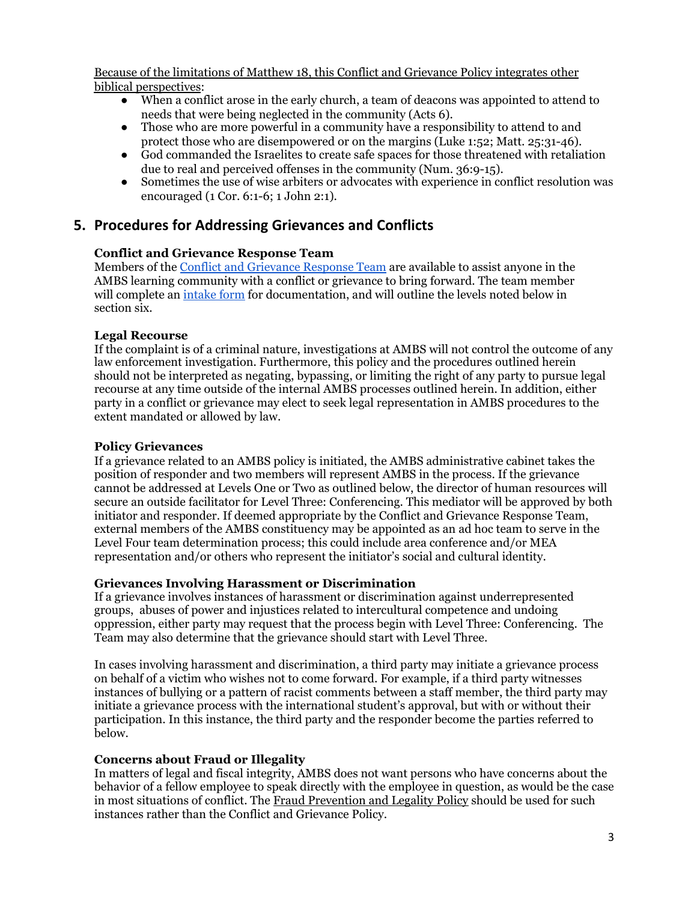Because of the limitations of Matthew 18, this Conflict and Grievance Policy integrates other biblical perspectives:

- When a conflict arose in the early church, a team of deacons was appointed to attend to needs that were being neglected in the community (Acts 6).
- Those who are more powerful in a community have a responsibility to attend to and protect those who are disempowered or on the margins (Luke 1:52; Matt. 25:31-46).
- God commanded the Israelites to create safe spaces for those threatened with retaliation due to real and perceived offenses in the community (Num. 36:9-15).
- Sometimes the use of wise arbiters or advocates with experience in conflict resolution was encouraged (1 Cor. 6:1-6; 1 John 2:1).

## 5. Procedures for Addressing Grievances and Conflicts

**Conflict and Grievance Response Team**

Members of the Conflict and Grievance Response Team are available to assist anyone in the AMBS learning community with a conflict or grievance to bring forward. The team member will complete an intake form for documentation, and will outline the levels noted below in section six.

**Legal Recourse**

If the complaint is of a criminal nature, investigations at AMBS will not control the outcome of any law enforcement investigation. Furthermore, this policy and the procedures outlined herein should not be interpreted as negating, bypassing, or limiting the right of any party to pursue legal recourse at any time outside of the internal AMBS processes outlined herein. In addition, either party in a conflict or grievance may elect to seek legal representation in AMBS procedures to the extent mandated or allowed by law.

**Policy Grievances**

If a grievance related to an AMBS policy is initiated, the AMBS administrative cabinet takes the position of responder and two members will represent AMBS in the process. If the grievance cannot be addressed at Levels One or Two as outlined below, the director of human resources will secure an outside facilitator for Level Three: Conferencing. This mediator will be approved by both initiator and responder. If deemed appropriate by the Conflict and Grievance Response Team, external members of the AMBS constituency may be appointed as an ad hoc team to serve in the Level Four team determination process; this could include area conference and/or MEA representation and/or others who represent the initiator's social and cultural identity.

**Grievances Involving Harassment or Discrimination**

If a grievance involves instances of harassment or discrimination against underrepresented groups, abuses of power and injustices related to intercultural competence and undoing oppression, either party may request that the process begin with Level Three: Conferencing. The Team may also determine that the grievance should start with Level Three.

In cases involving harassment and discrimination, a third party may initiate a grievance process on behalf of a victim who wishes not to come forward. For example, if a third party witnesses instances of bullying or a pattern of racist comments between a staff member, the third party may initiate a grievance process with the international student's approval, but with or without their participation. In this instance, the third party and the responder become the parties referred to below.

**Concerns about Fraud or Illegality**

In matters of legal and fiscal integrity, AMBS does not want persons who have concerns about the behavior of a fellow employee to speak directly with the employee in question, as would be the case in most situations of conflict. The Fraud Prevention and Legality Policy should be used for such instances rather than the Conflict and Grievance Policy.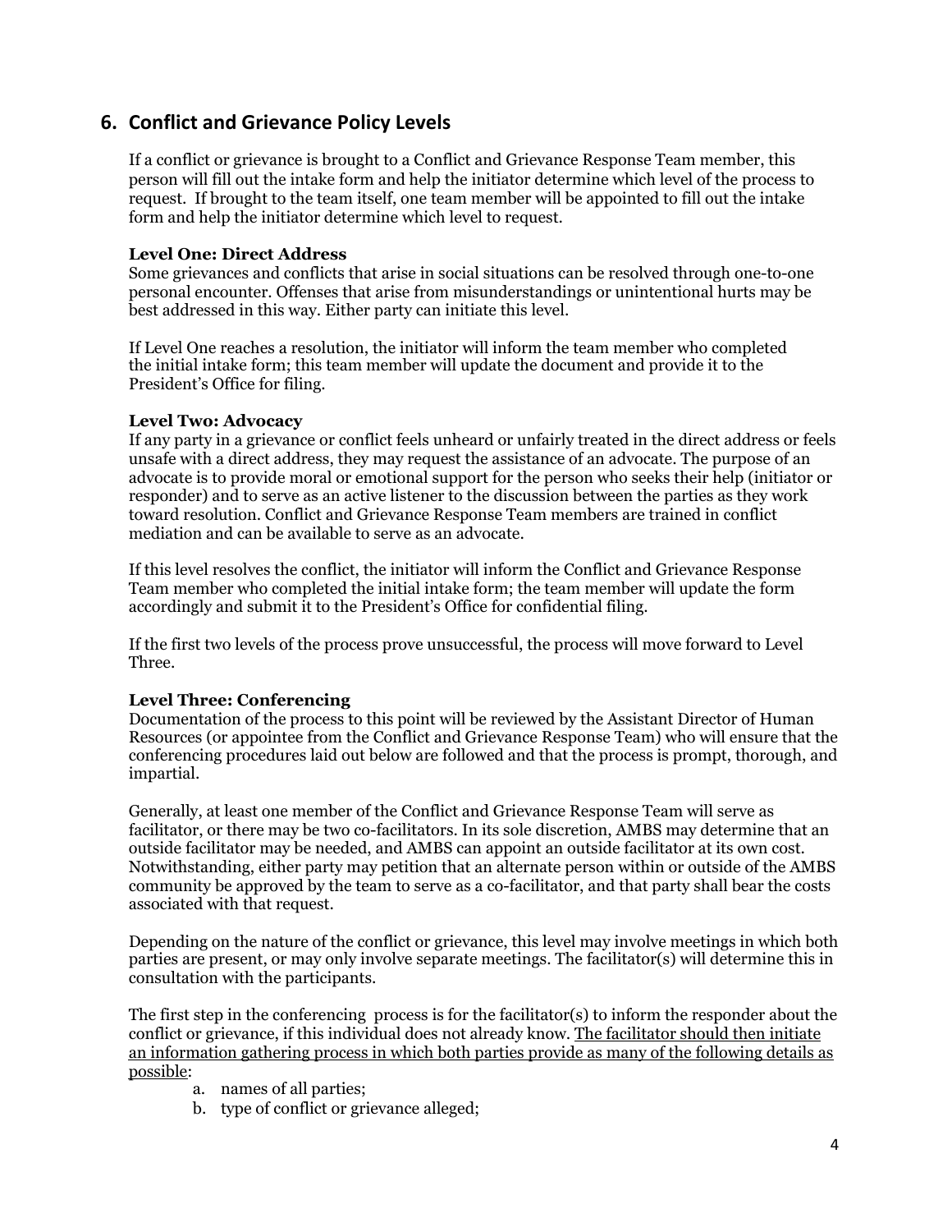## 6. Conflict and Grievance Policy Levels

If a conflict or grievance is brought to a Conflict and Grievance Response Team member, this person will fill out the intake form and help the initiator determine which level of the process to request. If brought to the team itself, one team member will be appointed to fill out the intake form and help the initiator determine which level to request.

**Level One: Direct Address**
Some grievances and conflicts that arise in social situations can be resolved through one-to-one personal encounter. Offenses that arise from misunderstandings or unintentional hurts may be best addressed in this way. Either party can initiate this level.

If Level One reaches a resolution, the initiator will inform the team member who completed the initial intake form; this team member will update the document and provide it to the President's Office for filing.

**Level Two: Advocacy**
If any party in a grievance or conflict feels unheard or unfairly treated in the direct address or feels unsafe with a direct address, they may request the assistance of an advocate. The purpose of an advocate is to provide moral or emotional support for the person who seeks their help (initiator or responder) and to serve as an active listener to the discussion between the parties as they work toward resolution. Conflict and Grievance Response Team members are trained in conflict mediation and can be available to serve as an advocate.

If this level resolves the conflict, the initiator will inform the Conflict and Grievance Response Team member who completed the initial intake form; the team member will update the form accordingly and submit it to the President's Office for confidential filing.

If the first two levels of the process prove unsuccessful, the process will move forward to Level Three.

**Level Three: Conferencing**
Documentation of the process to this point will be reviewed by the Assistant Director of Human Resources (or appointee from the Conflict and Grievance Response Team) who will ensure that the conferencing procedures laid out below are followed and that the process is prompt, thorough, and impartial.

Generally, at least one member of the Conflict and Grievance Response Team will serve as facilitator, or there may be two co-facilitators. In its sole discretion, AMBS may determine that an outside facilitator may be needed, and AMBS can appoint an outside facilitator at its own cost. Notwithstanding, either party may petition that an alternate person within or outside of the AMBS community be approved by the team to serve as a co-facilitator, and that party shall bear the costs associated with that request.

Depending on the nature of the conflict or grievance, this level may involve meetings in which both parties are present, or may only involve separate meetings. The facilitator(s) will determine this in consultation with the participants.

The first step in the conferencing process is for the facilitator(s) to inform the responder about the conflict or grievance, if this individual does not already know. <u>The facilitator should then initiate an information gathering process in which both parties provide as many of the following details as possible</u>:

a. names of all parties;
b. type of conflict or grievance alleged;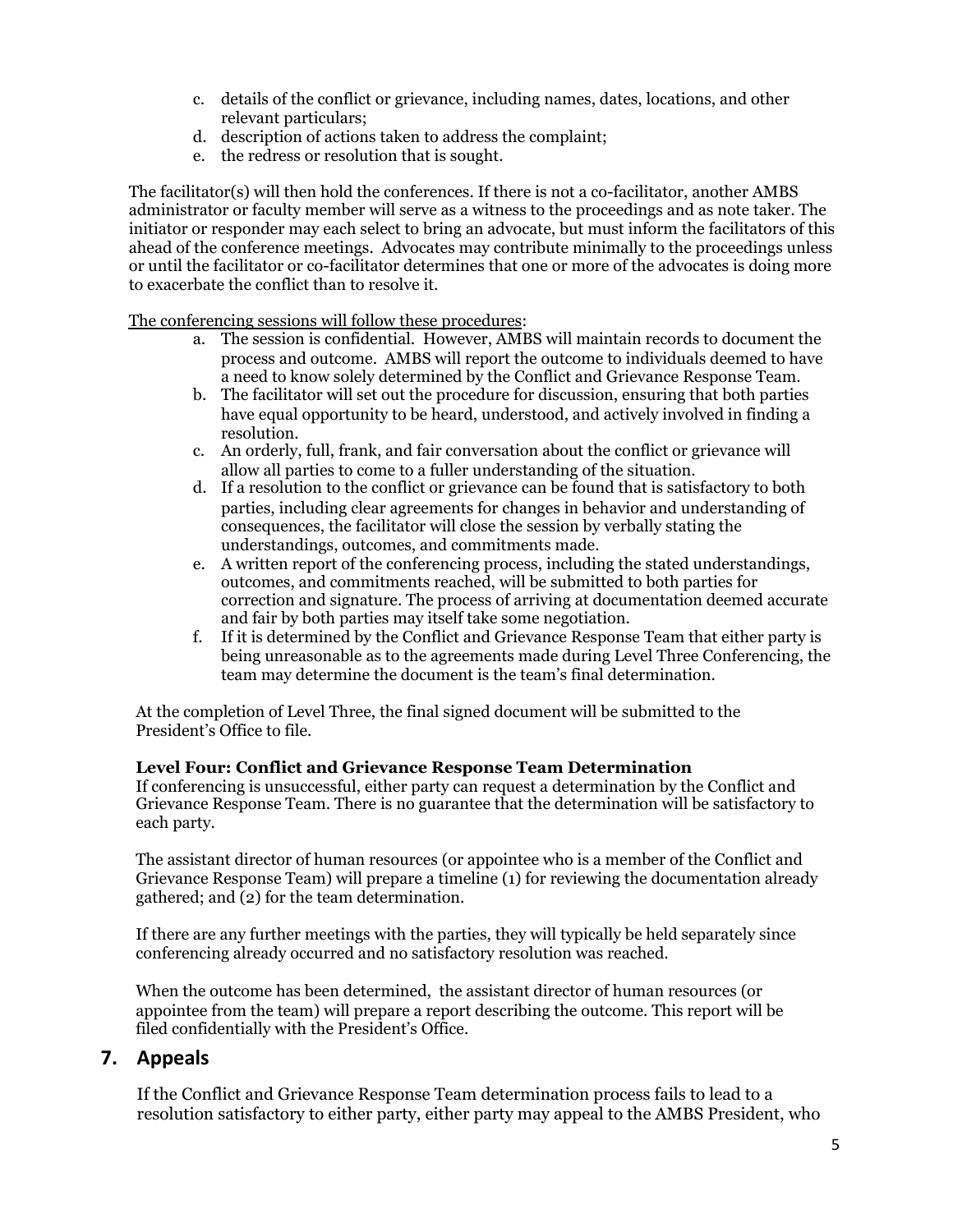c. details of the conflict or grievance, including names, dates, locations, and other relevant particulars;
d. description of actions taken to address the complaint;
e. the redress or resolution that is sought.

The facilitator(s) will then hold the conferences. If there is not a co-facilitator, another AMBS administrator or faculty member will serve as a witness to the proceedings and as note taker. The initiator or responder may each select to bring an advocate, but must inform the facilitators of this ahead of the conference meetings. Advocates may contribute minimally to the proceedings unless or until the facilitator or co-facilitator determines that one or more of the advocates is doing more to exacerbate the conflict than to resolve it.

<u>The conferencing sessions will follow these procedures</u>:

a. The session is confidential. However, AMBS will maintain records to document the process and outcome. AMBS will report the outcome to individuals deemed to have a need to know solely determined by the Conflict and Grievance Response Team.
b. The facilitator will set out the procedure for discussion, ensuring that both parties have equal opportunity to be heard, understood, and actively involved in finding a resolution.
c. An orderly, full, frank, and fair conversation about the conflict or grievance will allow all parties to come to a fuller understanding of the situation.
d. If a resolution to the conflict or grievance can be found that is satisfactory to both parties, including clear agreements for changes in behavior and understanding of consequences, the facilitator will close the session by verbally stating the understandings, outcomes, and commitments made.
e. A written report of the conferencing process, including the stated understandings, outcomes, and commitments reached, will be submitted to both parties for correction and signature. The process of arriving at documentation deemed accurate and fair by both parties may itself take some negotiation.
f. If it is determined by the Conflict and Grievance Response Team that either party is being unreasonable as to the agreements made during Level Three Conferencing, the team may determine the document is the team's final determination.

At the completion of Level Three, the final signed document will be submitted to the President's Office to file.

**Level Four: Conflict and Grievance Response Team Determination**

If conferencing is unsuccessful, either party can request a determination by the Conflict and Grievance Response Team. There is no guarantee that the determination will be satisfactory to each party.

The assistant director of human resources (or appointee who is a member of the Conflict and Grievance Response Team) will prepare a timeline (1) for reviewing the documentation already gathered; and (2) for the team determination.

If there are any further meetings with the parties, they will typically be held separately since conferencing already occurred and no satisfactory resolution was reached.

When the outcome has been determined, the assistant director of human resources (or appointee from the team) will prepare a report describing the outcome. This report will be filed confidentially with the President's Office.

## 7. Appeals

If the Conflict and Grievance Response Team determination process fails to lead to a resolution satisfactory to either party, either party may appeal to the AMBS President, who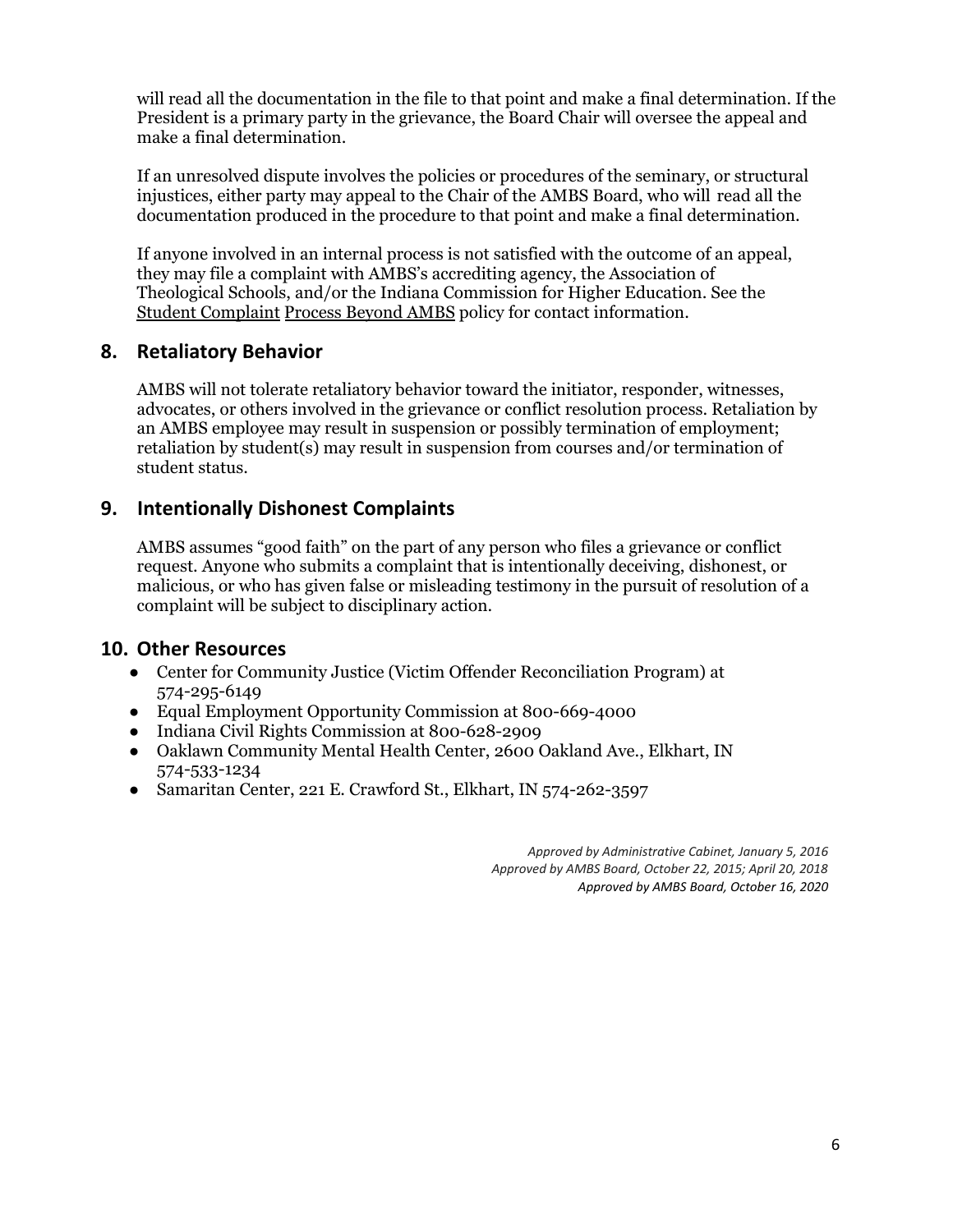will read all the documentation in the file to that point and make a final determination. If the President is a primary party in the grievance, the Board Chair will oversee the appeal and make a final determination.

If an unresolved dispute involves the policies or procedures of the seminary, or structural injustices, either party may appeal to the Chair of the AMBS Board, who will read all the documentation produced in the procedure to that point and make a final determination.

If anyone involved in an internal process is not satisfied with the outcome of an appeal, they may file a complaint with AMBS's accrediting agency, the Association of Theological Schools, and/or the Indiana Commission for Higher Education. See the Student Complaint Process Beyond AMBS policy for contact information.

## 8. Retaliatory Behavior

AMBS will not tolerate retaliatory behavior toward the initiator, responder, witnesses, advocates, or others involved in the grievance or conflict resolution process. Retaliation by an AMBS employee may result in suspension or possibly termination of employment; retaliation by student(s) may result in suspension from courses and/or termination of student status.

## 9. Intentionally Dishonest Complaints

AMBS assumes "good faith" on the part of any person who files a grievance or conflict request. Anyone who submits a complaint that is intentionally deceiving, dishonest, or malicious, or who has given false or misleading testimony in the pursuit of resolution of a complaint will be subject to disciplinary action.

## 10. Other Resources

- Center for Community Justice (Victim Offender Reconciliation Program) at 574-295-6149
- Equal Employment Opportunity Commission at 800-669-4000
- Indiana Civil Rights Commission at 800-628-2909
- Oaklawn Community Mental Health Center, 2600 Oakland Ave., Elkhart, IN 574-533-1234
- Samaritan Center, 221 E. Crawford St., Elkhart, IN 574-262-3597

*Approved by Administrative Cabinet, January 5, 2016*
*Approved by AMBS Board, October 22, 2015; April 20, 2018*
*Approved by AMBS Board, October 16, 2020*